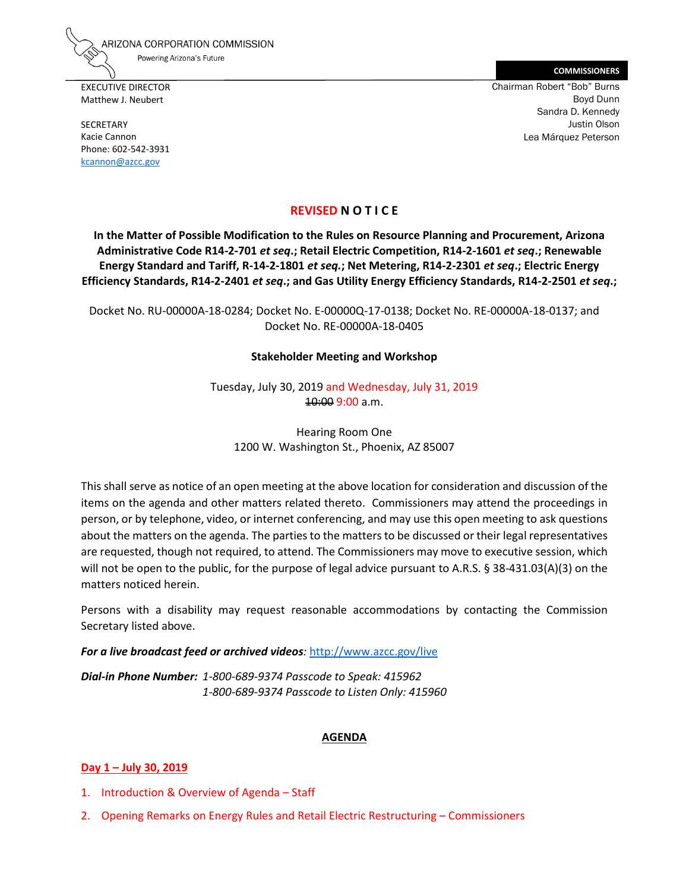ARIZONA CORPORATION COMMISSION
Powering Arizona's Future

EXECUTIVE DIRECTOR
Matthew J. Neubert

SECRETARY
Kacie Cannon
Phone: 602-542-3931
kcannon@azcc.gov

**COMMISSIONERS**
Chairman Robert "Bob" Burns
Boyd Dunn
Sandra D. Kennedy
Justin Olson
Lea Márquez Peterson

# REVISED N O T I C E

**In the Matter of Possible Modification to the Rules on Resource Planning and Procurement, Arizona Administrative Code R14-2-701 *et seq*.; Retail Electric Competition, R14-2-1601 *et seq*.; Renewable Energy Standard and Tariff, R-14-2-1801 *et seq.*; Net Metering, R14-2-2301 *et seq*.; Electric Energy Efficiency Standards, R14-2-2401 *et seq*.; and Gas Utility Energy Efficiency Standards, R14-2-2501 *et seq*.;**

Docket No. RU-00000A-18-0284; Docket No. E-00000Q-17-0138; Docket No. RE-00000A-18-0137; and Docket No. RE-00000A-18-0405

**Stakeholder Meeting and Workshop**

Tuesday, July 30, 2019 and Wednesday, July 31, 2019
~~10:00~~ 9:00 a.m.

Hearing Room One
1200 W. Washington St., Phoenix, AZ 85007

This shall serve as notice of an open meeting at the above location for consideration and discussion of the items on the agenda and other matters related thereto. Commissioners may attend the proceedings in person, or by telephone, video, or internet conferencing, and may use this open meeting to ask questions about the matters on the agenda. The parties to the matters to be discussed or their legal representatives are requested, though not required, to attend. The Commissioners may move to executive session, which will not be open to the public, for the purpose of legal advice pursuant to A.R.S. § 38-431.03(A)(3) on the matters noticed herein.

Persons with a disability may request reasonable accommodations by contacting the Commission Secretary listed above.

***For a live broadcast feed or archived videos***: http://www.azcc.gov/live

***Dial-in Phone Number:*** *1-800-689-9374 Passcode to Speak: 415962*
*1-800-689-9374 Passcode to Listen Only: 415960*

## AGENDA

**Day 1 – July 30, 2019**

1. Introduction & Overview of Agenda – Staff
2. Opening Remarks on Energy Rules and Retail Electric Restructuring – Commissioners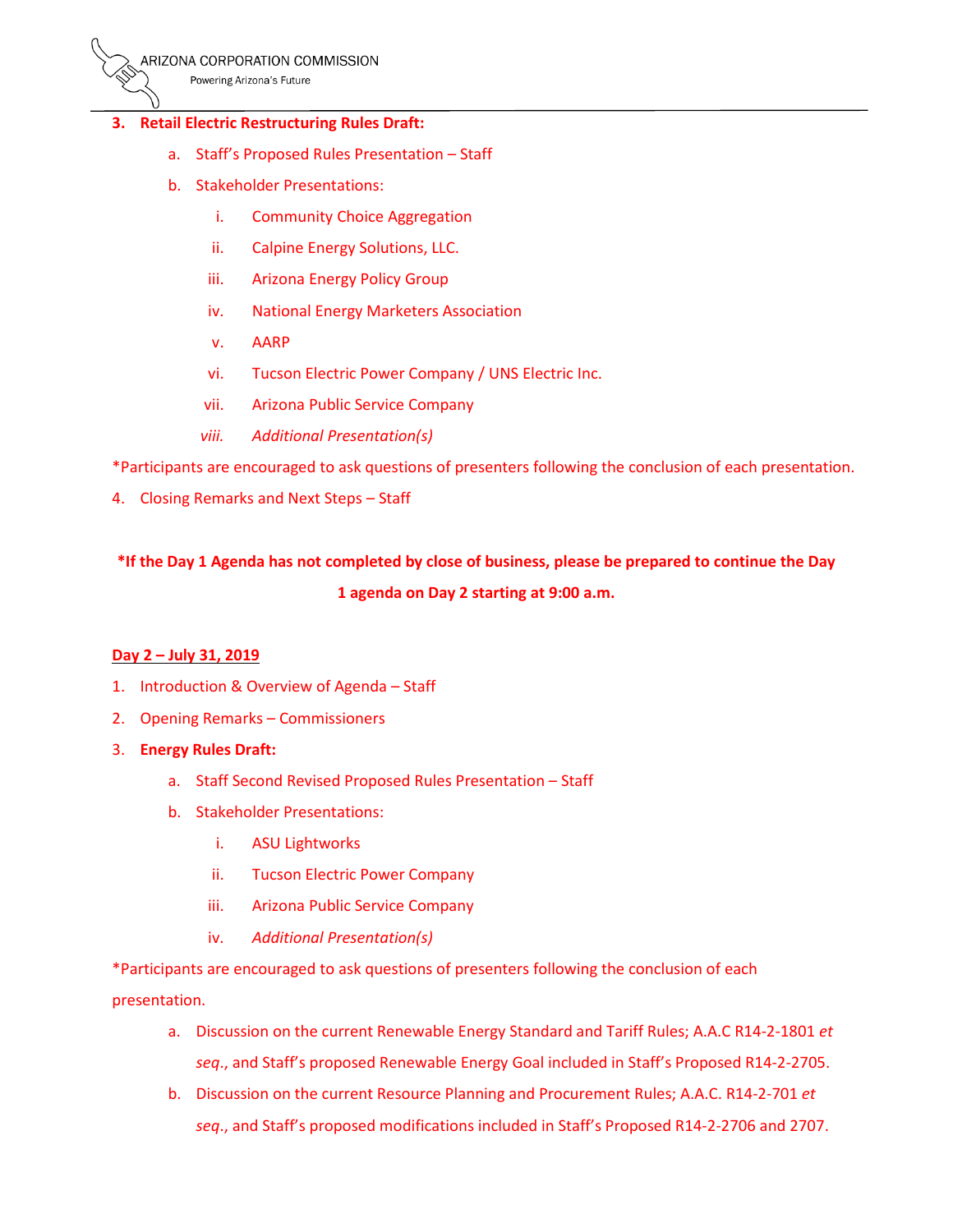3. **Retail Electric Restructuring Rules Draft:**
    a. Staff's Proposed Rules Presentation – Staff
    b. Stakeholder Presentations:
        i. Community Choice Aggregation
        ii. Calpine Energy Solutions, LLC.
        iii. Arizona Energy Policy Group
        iv. National Energy Marketers Association
        v. AARP
        vi. Tucson Electric Power Company / UNS Electric Inc.
        vii. Arizona Public Service Company
        *viii. Additional Presentation(s)*

*Participants are encouraged to ask questions of presenters following the conclusion of each presentation.

4. Closing Remarks and Next Steps – Staff

**\*If the Day 1 Agenda has not completed by close of business, please be prepared to continue the Day 1 agenda on Day 2 starting at 9:00 a.m.**

**Day 2 – July 31, 2019**

1. Introduction & Overview of Agenda – Staff
2. Opening Remarks – Commissioners
3. **Energy Rules Draft:**
    a. Staff Second Revised Proposed Rules Presentation – Staff
    b. Stakeholder Presentations:
        i. ASU Lightworks
        ii. Tucson Electric Power Company
        iii. Arizona Public Service Company
        iv. *Additional Presentation(s)*

*Participants are encouraged to ask questions of presenters following the conclusion of each presentation.

a. Discussion on the current Renewable Energy Standard and Tariff Rules; A.A.C R14-2-1801 *et seq*., and Staff's proposed Renewable Energy Goal included in Staff's Proposed R14-2-2705.

b. Discussion on the current Resource Planning and Procurement Rules; A.A.C. R14-2-701 *et seq*., and Staff's proposed modifications included in Staff's Proposed R14-2-2706 and 2707.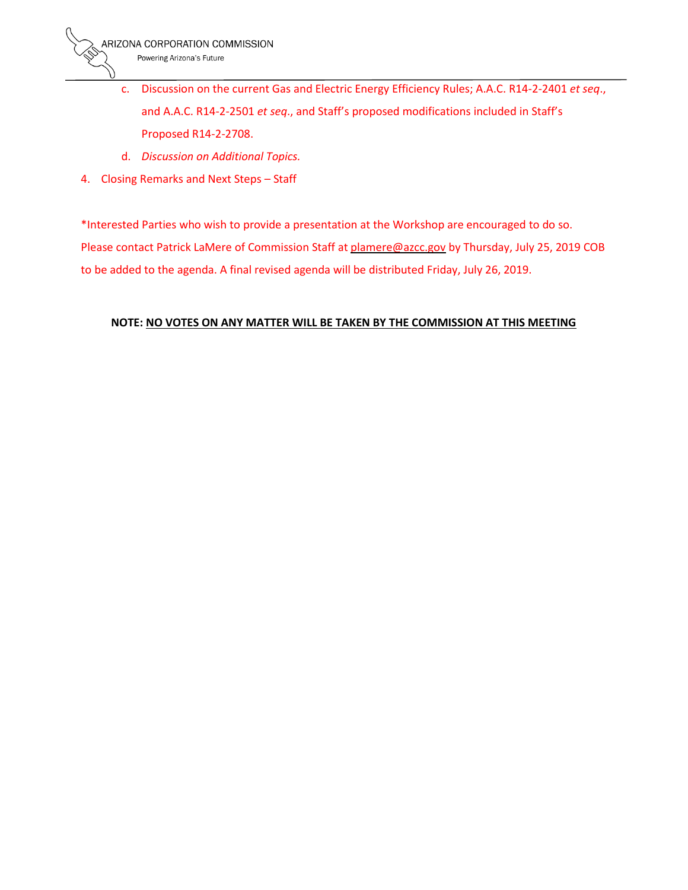c. Discussion on the current Gas and Electric Energy Efficiency Rules; A.A.C. R14-2-2401 *et seq*., and A.A.C. R14-2-2501 *et seq*., and Staff's proposed modifications included in Staff's Proposed R14-2-2708.

d. *Discussion on Additional Topics.*

4. Closing Remarks and Next Steps – Staff

*Interested Parties who wish to provide a presentation at the Workshop are encouraged to do so. Please contact Patrick LaMere of Commission Staff at plamere@azcc.gov by Thursday, July 25, 2019 COB to be added to the agenda. A final revised agenda will be distributed Friday, July 26, 2019.

**NOTE: NO VOTES ON ANY MATTER WILL BE TAKEN BY THE COMMISSION AT THIS MEETING**